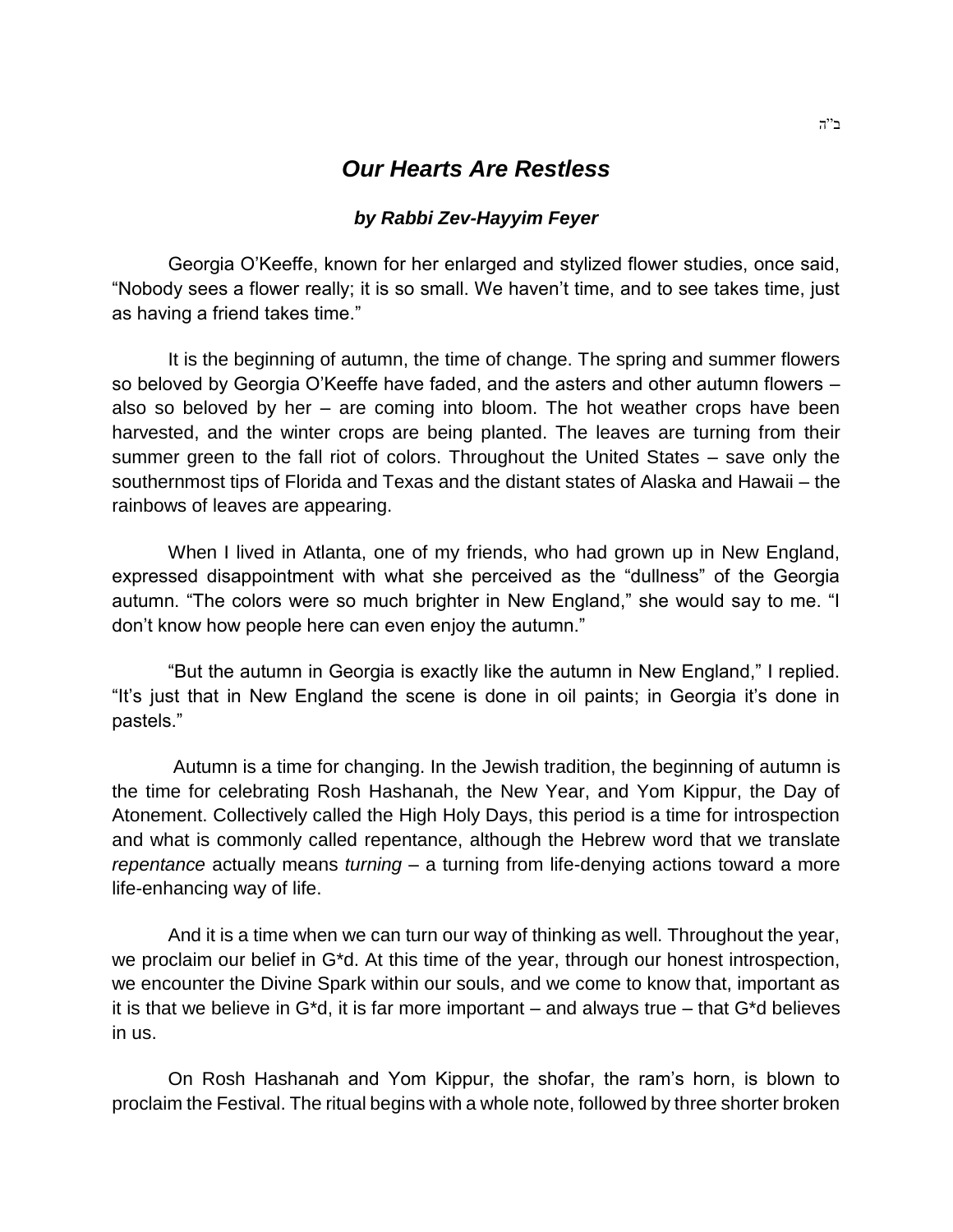ב"ה

# *Our Hearts Are Restless*

***by Rabbi Zev-Hayyim Feyer***

Georgia O'Keeffe, known for her enlarged and stylized flower studies, once said, "Nobody sees a flower really; it is so small. We haven't time, and to see takes time, just as having a friend takes time."

It is the beginning of autumn, the time of change. The spring and summer flowers so beloved by Georgia O'Keeffe have faded, and the asters and other autumn flowers – also so beloved by her – are coming into bloom. The hot weather crops have been harvested, and the winter crops are being planted. The leaves are turning from their summer green to the fall riot of colors. Throughout the United States – save only the southernmost tips of Florida and Texas and the distant states of Alaska and Hawaii – the rainbows of leaves are appearing.

When I lived in Atlanta, one of my friends, who had grown up in New England, expressed disappointment with what she perceived as the "dullness" of the Georgia autumn. "The colors were so much brighter in New England," she would say to me. "I don't know how people here can even enjoy the autumn."

"But the autumn in Georgia is exactly like the autumn in New England," I replied. "It's just that in New England the scene is done in oil paints; in Georgia it's done in pastels."

Autumn is a time for changing. In the Jewish tradition, the beginning of autumn is the time for celebrating Rosh Hashanah, the New Year, and Yom Kippur, the Day of Atonement. Collectively called the High Holy Days, this period is a time for introspection and what is commonly called repentance, although the Hebrew word that we translate *repentance* actually means *turning* – a turning from life-denying actions toward a more life-enhancing way of life.

And it is a time when we can turn our way of thinking as well. Throughout the year, we proclaim our belief in G*d. At this time of the year, through our honest introspection, we encounter the Divine Spark within our souls, and we come to know that, important as it is that we believe in G*d, it is far more important – and always true – that G*d believes in us.

On Rosh Hashanah and Yom Kippur, the shofar, the ram's horn, is blown to proclaim the Festival. The ritual begins with a whole note, followed by three shorter broken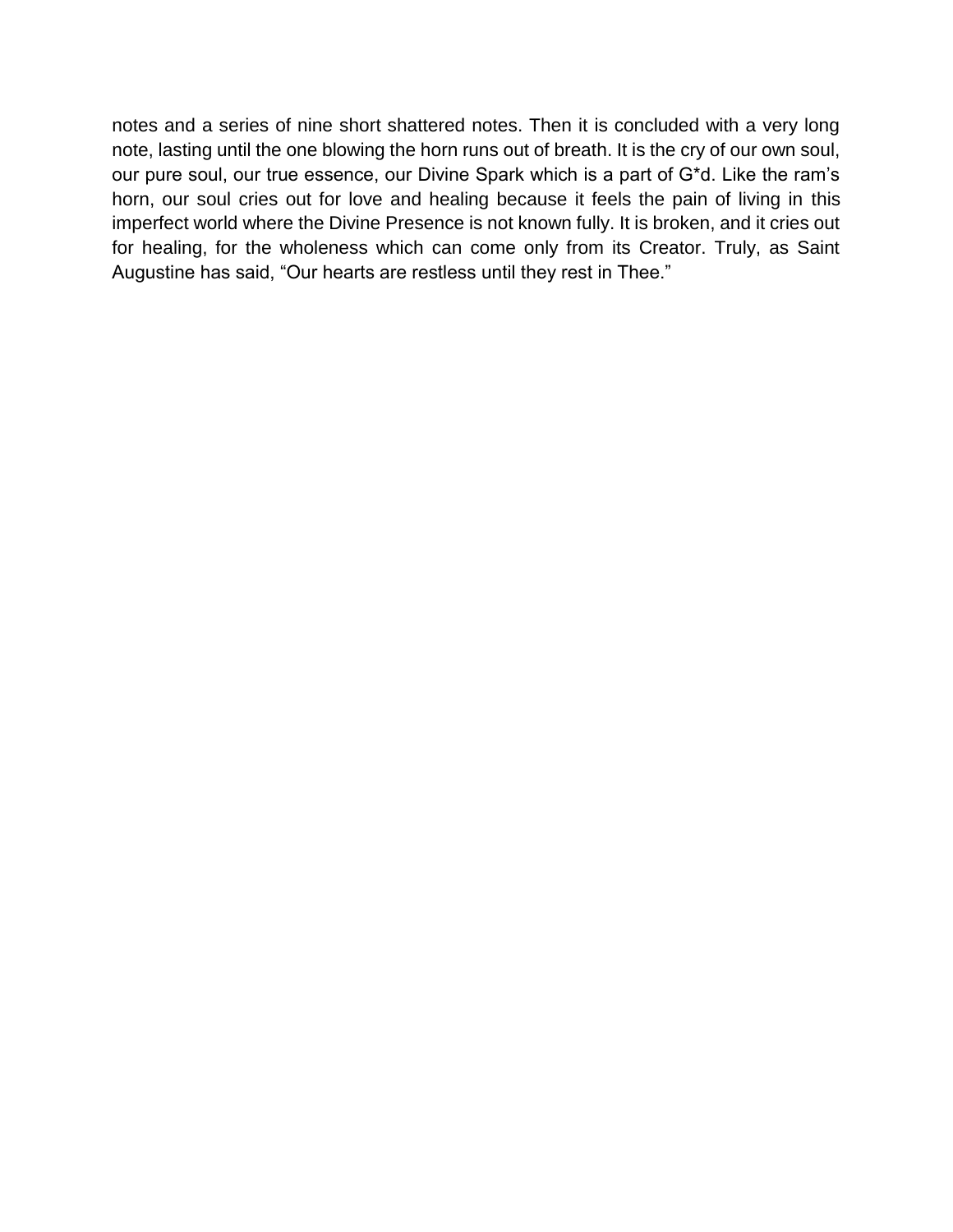notes and a series of nine short shattered notes. Then it is concluded with a very long note, lasting until the one blowing the horn runs out of breath. It is the cry of our own soul, our pure soul, our true essence, our Divine Spark which is a part of G*d. Like the ram's horn, our soul cries out for love and healing because it feels the pain of living in this imperfect world where the Divine Presence is not known fully. It is broken, and it cries out for healing, for the wholeness which can come only from its Creator. Truly, as Saint Augustine has said, "Our hearts are restless until they rest in Thee."